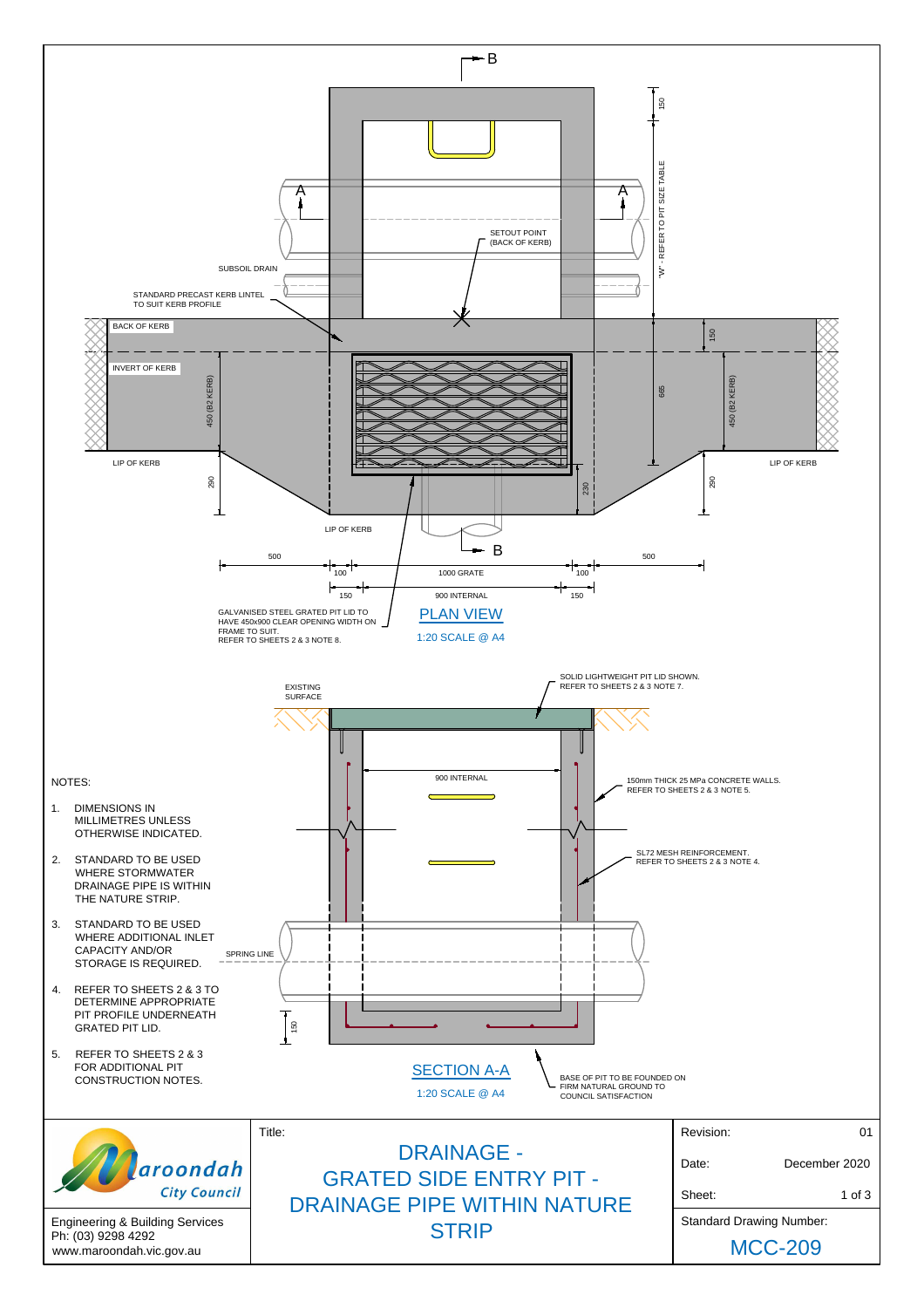## PLAN VIEW

1:20 SCALE @ A4

- B
- A
- SETOUT POINT (BACK OF KERB)
- SUBSOIL DRAIN
- STANDARD PRECAST KERB LINTEL TO SUIT KERB PROFILE
- BACK OF KERB
- INVERT OF KERB
- LIP OF KERB
- 450 (B2 KERB)
- 290
- 150
- "W" - REFER TO PIT SIZE TABLE
- 665
- 230
- 500
- 100
- 1000 GRATE
- 150
- 900 INTERNAL
- GALVANISED STEEL GRATED PIT LID TO HAVE 450x900 CLEAR OPENING WIDTH ON FRAME TO SUIT. REFER TO SHEETS 2 & 3 NOTE 8.

## SECTION A-A

1:20 SCALE @ A4

- EXISTING SURFACE
- SOLID LIGHTWEIGHT PIT LID SHOWN. REFER TO SHEETS 2 & 3 NOTE 7.
- 900 INTERNAL
- 150mm THICK 25 MPa CONCRETE WALLS. REFER TO SHEETS 2 & 3 NOTE 5.
- SL72 MESH REINFORCEMENT. REFER TO SHEETS 2 & 3 NOTE 4.
- SPRING LINE
- 150
- BASE OF PIT TO BE FOUNDED ON FIRM NATURAL GROUND TO COUNCIL SATISFACTION

## NOTES:

1. DIMENSIONS IN MILLIMETRES UNLESS OTHERWISE INDICATED.
2. STANDARD TO BE USED WHERE STORMWATER DRAINAGE PIPE IS WITHIN THE NATURE STRIP.
3. STANDARD TO BE USED WHERE ADDITIONAL INLET CAPACITY AND/OR STORAGE IS REQUIRED.
4. REFER TO SHEETS 2 & 3 TO DETERMINE APPROPRIATE PIT PROFILE UNDERNEATH GRATED PIT LID.
5. REFER TO SHEETS 2 & 3 FOR ADDITIONAL PIT CONSTRUCTION NOTES.

| Maroondah City Council | Title: | Revision: 01 |
|---|---|---|
| Engineering & Building Services<br>Ph: (03) 9298 4292<br>www.maroondah.vic.gov.au | DRAINAGE - GRATED SIDE ENTRY PIT - DRAINAGE PIPE WITHIN NATURE STRIP | Date: December 2020<br>Sheet: 1 of 3<br>Standard Drawing Number: MCC-209 |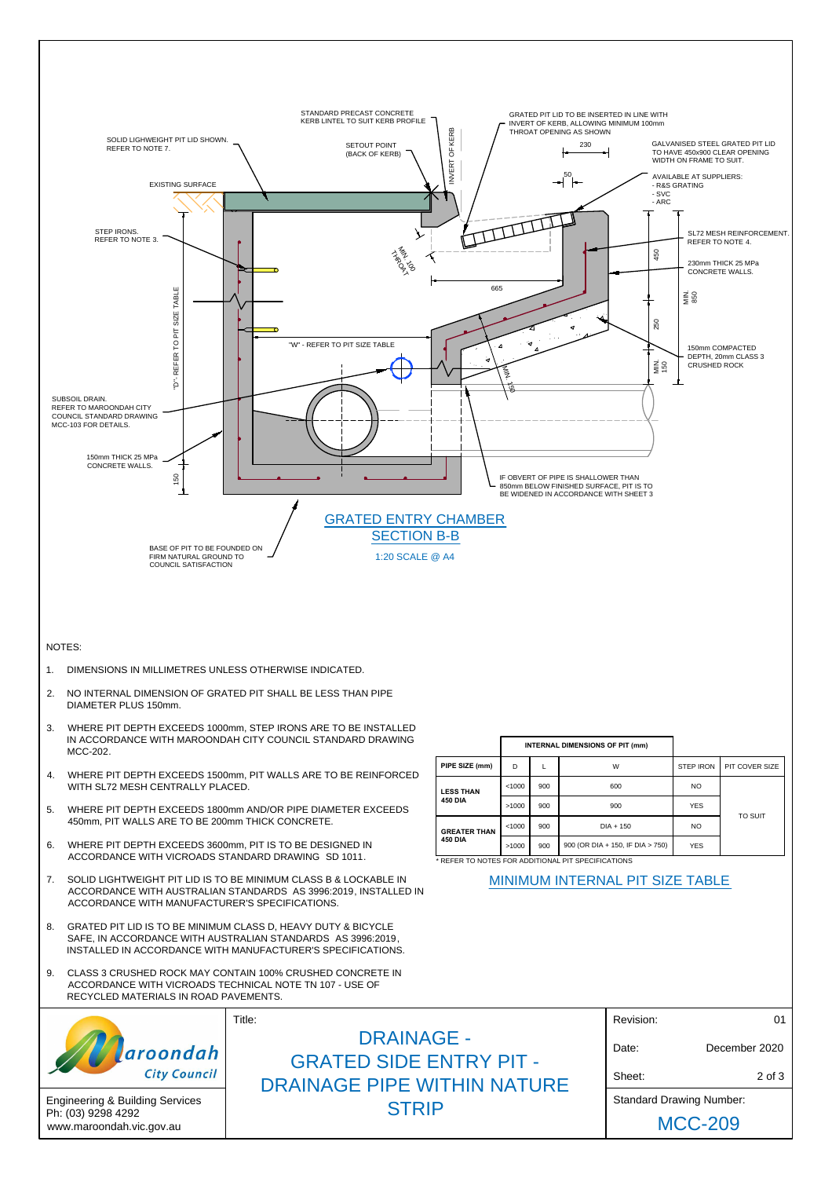STANDARD PRECAST CONCRETE KERB LINTEL TO SUIT KERB PROFILE

SOLID LIGHWEIGHT PIT LID SHOWN. REFER TO NOTE 7.

SETOUT POINT (BACK OF KERB)

INVERT OF KERB

GRATED PIT LID TO BE INSERTED IN LINE WITH INVERT OF KERB, ALLOWING MINIMUM 100mm THROAT OPENING AS SHOWN

230

GALVANISED STEEL GRATED PIT LID TO HAVE 450x900 CLEAR OPENING WIDTH ON FRAME TO SUIT.

50

AVAILABLE AT SUPPLIERS:
- R&S GRATING
- SVC
- ARC

EXISTING SURFACE

STEP IRONS. REFER TO NOTE 3.

MIN. 100 THROAT

SL72 MESH REINFORCEMENT. REFER TO NOTE 4.

450

230mm THICK 25 MPa CONCRETE WALLS.

665

MIN. 850

"D" - REFER TO PIT SIZE TABLE

250

"W" - REFER TO PIT SIZE TABLE

MIN. 150

MIN. 150

150mm COMPACTED DEPTH, 20mm CLASS 3 CRUSHED ROCK

SUBSOIL DRAIN. REFER TO MAROONDAH CITY COUNCIL STANDARD DRAWING MCC-103 FOR DETAILS.

150mm THICK 25 MPa CONCRETE WALLS.

150

IF OBVERT OF PIPE IS SHALLOWER THAN 850mm BELOW FINISHED SURFACE, PIT IS TO BE WIDENED IN ACCORDANCE WITH SHEET 3

BASE OF PIT TO BE FOUNDED ON FIRM NATURAL GROUND TO COUNCIL SATISFACTION

## GRATED ENTRY CHAMBER SECTION B-B

1:20 SCALE @ A4

NOTES:

1. DIMENSIONS IN MILLIMETRES UNLESS OTHERWISE INDICATED.
2. NO INTERNAL DIMENSION OF GRATED PIT SHALL BE LESS THAN PIPE DIAMETER PLUS 150mm.
3. WHERE PIT DEPTH EXCEEDS 1000mm, STEP IRONS ARE TO BE INSTALLED IN ACCORDANCE WITH MAROONDAH CITY COUNCIL STANDARD DRAWING MCC-202.
4. WHERE PIT DEPTH EXCEEDS 1500mm, PIT WALLS ARE TO BE REINFORCED WITH SL72 MESH CENTRALLY PLACED.
5. WHERE PIT DEPTH EXCEEDS 1800mm AND/OR PIPE DIAMETER EXCEEDS 450mm, PIT WALLS ARE TO BE 200mm THICK CONCRETE.
6. WHERE PIT DEPTH EXCEEDS 3600mm, PIT IS TO BE DESIGNED IN ACCORDANCE WITH VICROADS STANDARD DRAWING SD 1011.
7. SOLID LIGHTWEIGHT PIT LID IS TO BE MINIMUM CLASS B & LOCKABLE IN ACCORDANCE WITH AUSTRALIAN STANDARDS AS 3996:2019, INSTALLED IN ACCORDANCE WITH MANUFACTURER'S SPECIFICATIONS.
8. GRATED PIT LID IS TO BE MINIMUM CLASS D, HEAVY DUTY & BICYCLE SAFE, IN ACCORDANCE WITH AUSTRALIAN STANDARDS AS 3996:2019, INSTALLED IN ACCORDANCE WITH MANUFACTURER'S SPECIFICATIONS.
9. CLASS 3 CRUSHED ROCK MAY CONTAIN 100% CRUSHED CONCRETE IN ACCORDANCE WITH VICROADS TECHNICAL NOTE TN 107 - USE OF RECYCLED MATERIALS IN ROAD PAVEMENTS.

| | INTERNAL DIMENSIONS OF PIT (mm) | | | | |
|---|---|---|---|---|---|
| PIPE SIZE (mm) | D | L | W | STEP IRON | PIT COVER SIZE |
| LESS THAN 450 DIA | <1000 | 900 | 600 | NO | TO SUIT |
| | >1000 | 900 | 900 | YES | |
| GREATER THAN 450 DIA | <1000 | 900 | DIA + 150 | NO | |
| | >1000 | 900 | 900 (OR DIA + 150, IF DIA > 750) | YES | |

* REFER TO NOTES FOR ADDITIONAL PIT SPECIFICATIONS

## MINIMUM INTERNAL PIT SIZE TABLE

Maroondah City Council

Engineering & Building Services
Ph: (03) 9298 4292
www.maroondah.vic.gov.au

Title:

# DRAINAGE - GRATED SIDE ENTRY PIT - DRAINAGE PIPE WITHIN NATURE STRIP

| | |
|---|---|
| Revision: | 01 |
| Date: | December 2020 |
| Sheet: | 2 of 3 |

Standard Drawing Number:

MCC-209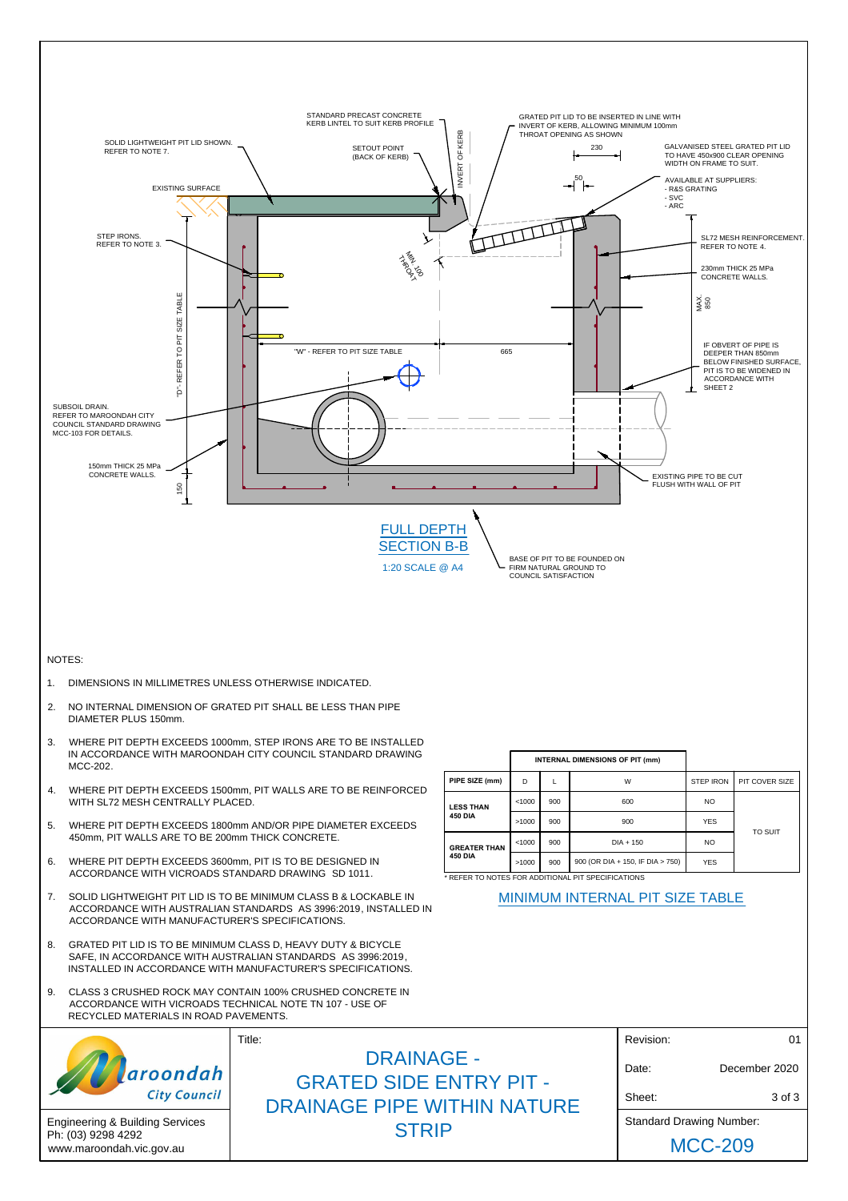STANDARD PRECAST CONCRETE KERB LINTEL TO SUIT KERB PROFILE

GRATED PIT LID TO BE INSERTED IN LINE WITH INVERT OF KERB, ALLOWING MINIMUM 100mm THROAT OPENING AS SHOWN

SOLID LIGHTWEIGHT PIT LID SHOWN. REFER TO NOTE 7.

SETOUT POINT (BACK OF KERB)

INVERT OF KERB

230

GALVANISED STEEL GRATED PIT LID TO HAVE 450x900 CLEAR OPENING WIDTH ON FRAME TO SUIT.

EXISTING SURFACE

50

AVAILABLE AT SUPPLIERS:
- R&S GRATING
- SVC
- ARC

STEP IRONS. REFER TO NOTE 3.

MIN. 100 THROAT

SL72 MESH REINFORCEMENT. REFER TO NOTE 4.

230mm THICK 25 MPa CONCRETE WALLS.

MAX. 850

"D" - REFER TO PIT SIZE TABLE

"W" - REFER TO PIT SIZE TABLE

665

IF OBVERT OF PIPE IS DEEPER THAN 850mm BELOW FINISHED SURFACE, PIT IS TO BE WIDENED IN ACCORDANCE WITH SHEET 2

SUBSOIL DRAIN. REFER TO MAROONDAH CITY COUNCIL STANDARD DRAWING MCC-103 FOR DETAILS.

150mm THICK 25 MPa CONCRETE WALLS.

150

EXISTING PIPE TO BE CUT FLUSH WITH WALL OF PIT

FULL DEPTH SECTION B-B

1:20 SCALE @ A4

BASE OF PIT TO BE FOUNDED ON FIRM NATURAL GROUND TO COUNCIL SATISFACTION

NOTES:

1. DIMENSIONS IN MILLIMETRES UNLESS OTHERWISE INDICATED.
2. NO INTERNAL DIMENSION OF GRATED PIT SHALL BE LESS THAN PIPE DIAMETER PLUS 150mm.
3. WHERE PIT DEPTH EXCEEDS 1000mm, STEP IRONS ARE TO BE INSTALLED IN ACCORDANCE WITH MAROONDAH CITY COUNCIL STANDARD DRAWING MCC-202.
4. WHERE PIT DEPTH EXCEEDS 1500mm, PIT WALLS ARE TO BE REINFORCED WITH SL72 MESH CENTRALLY PLACED.
5. WHERE PIT DEPTH EXCEEDS 1800mm AND/OR PIPE DIAMETER EXCEEDS 450mm, PIT WALLS ARE TO BE 200mm THICK CONCRETE.
6. WHERE PIT DEPTH EXCEEDS 3600mm, PIT IS TO BE DESIGNED IN ACCORDANCE WITH VICROADS STANDARD DRAWING SD 1011.
7. SOLID LIGHTWEIGHT PIT LID IS TO BE MINIMUM CLASS B & LOCKABLE IN ACCORDANCE WITH AUSTRALIAN STANDARDS AS 3996:2019, INSTALLED IN ACCORDANCE WITH MANUFACTURER'S SPECIFICATIONS.
8. GRATED PIT LID IS TO BE MINIMUM CLASS D, HEAVY DUTY & BICYCLE SAFE, IN ACCORDANCE WITH AUSTRALIAN STANDARDS AS 3996:2019, INSTALLED IN ACCORDANCE WITH MANUFACTURER'S SPECIFICATIONS.
9. CLASS 3 CRUSHED ROCK MAY CONTAIN 100% CRUSHED CONCRETE IN ACCORDANCE WITH VICROADS TECHNICAL NOTE TN 107 - USE OF RECYCLED MATERIALS IN ROAD PAVEMENTS.

| | INTERNAL DIMENSIONS OF PIT (mm) | | | | |
|---|---|---|---|---|---|
| PIPE SIZE (mm) | D | L | W | STEP IRON | PIT COVER SIZE |
| LESS THAN 450 DIA | <1000 | 900 | 600 | NO | TO SUIT |
| | >1000 | 900 | 900 | YES | |
| GREATER THAN 450 DIA | <1000 | 900 | DIA + 150 | NO | |
| | >1000 | 900 | 900 (OR DIA + 150, IF DIA > 750) | YES | |

* REFER TO NOTES FOR ADDITIONAL PIT SPECIFICATIONS

MINIMUM INTERNAL PIT SIZE TABLE

Maroondah City Council
Engineering & Building Services
Ph: (03) 9298 4292
www.maroondah.vic.gov.au

Title: DRAINAGE - GRATED SIDE ENTRY PIT - DRAINAGE PIPE WITHIN NATURE STRIP

Revision: 01
Date: December 2020
Sheet: 3 of 3
Standard Drawing Number: MCC-209